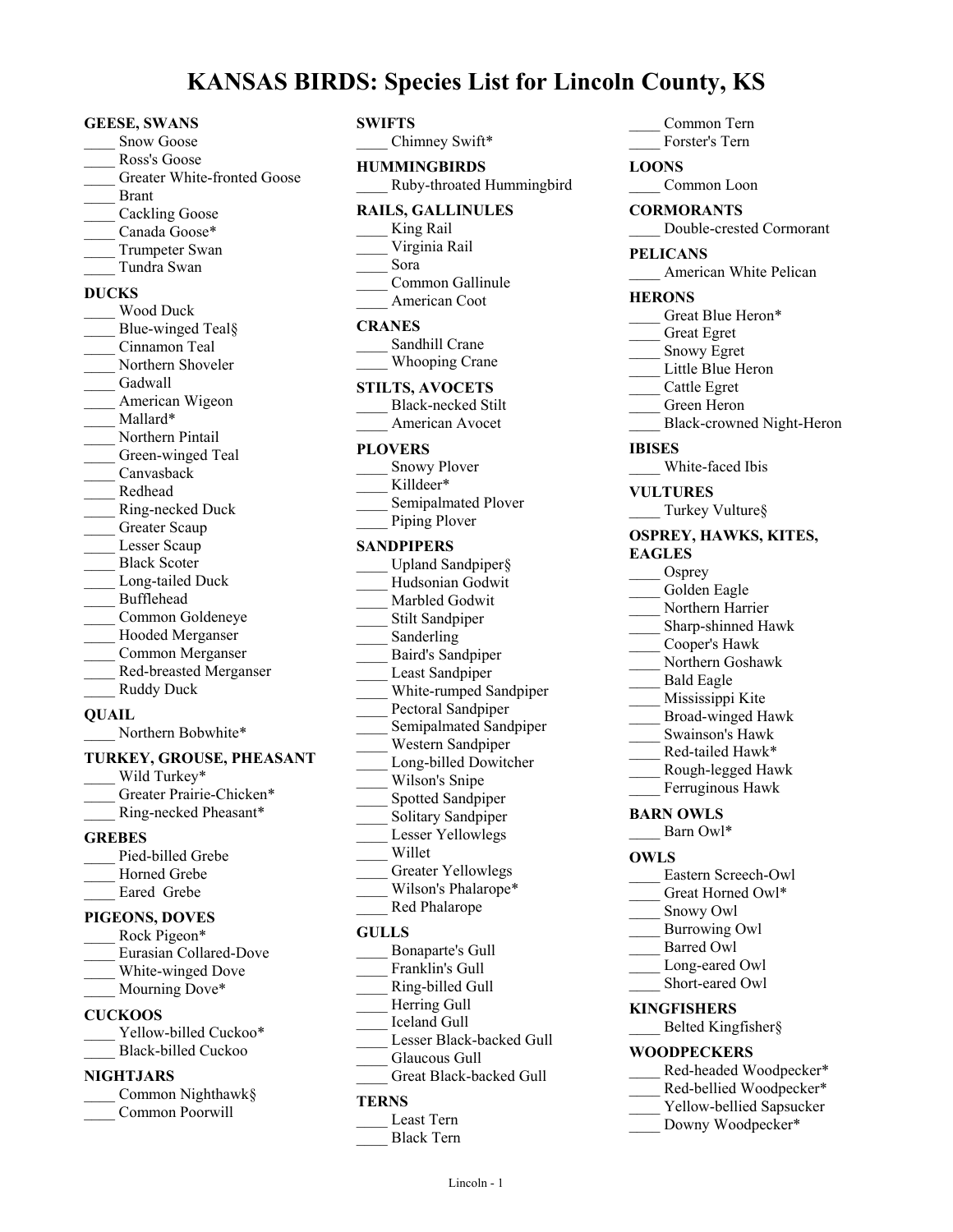# KANSAS BIRDS: Species List for Lincoln County, KS

**GEESE, SWANS**

- ____ Snow Goose
- ____ Ross's Goose
- ____ Greater White-fronted Goose
- ____ Brant
- ____ Cackling Goose
- ____ Canada Goose*
- ____ Trumpeter Swan
- ____ Tundra Swan

**DUCKS**

- ____ Wood Duck
- ____ Blue-winged Teal§
- ____ Cinnamon Teal
- ____ Northern Shoveler
- ____ Gadwall
- ____ American Wigeon
- ____ Mallard*
- ____ Northern Pintail
- ____ Green-winged Teal
- ____ Canvasback
- ____ Redhead
- ____ Ring-necked Duck
- ____ Greater Scaup
- ____ Lesser Scaup
- ____ Black Scoter
- ____ Long-tailed Duck
- ____ Bufflehead
- ____ Common Goldeneye
- ____ Hooded Merganser
- ____ Common Merganser
- ____ Red-breasted Merganser
- ____ Ruddy Duck

**QUAIL**

- ____ Northern Bobwhite*

**TURKEY, GROUSE, PHEASANT**

- ____ Wild Turkey*
- ____ Greater Prairie-Chicken*
- ____ Ring-necked Pheasant*

**GREBES**

- ____ Pied-billed Grebe
- ____ Horned Grebe
- ____ Eared Grebe

**PIGEONS, DOVES**

- ____ Rock Pigeon*
- ____ Eurasian Collared-Dove
- ____ White-winged Dove
- ____ Mourning Dove*

**CUCKOOS**

- ____ Yellow-billed Cuckoo*
- ____ Black-billed Cuckoo

**NIGHTJARS**

- ____ Common Nighthawk§
- ____ Common Poorwill

**SWIFTS**

- ____ Chimney Swift*

**HUMMINGBIRDS**

- ____ Ruby-throated Hummingbird

**RAILS, GALLINULES**

- ____ King Rail
- ____ Virginia Rail
- ____ Sora
- ____ Common Gallinule
- ____ American Coot

**CRANES**

- ____ Sandhill Crane
- ____ Whooping Crane

**STILTS, AVOCETS**

- ____ Black-necked Stilt
- ____ American Avocet

**PLOVERS**

- ____ Snowy Plover
- ____ Killdeer*
- ____ Semipalmated Plover
- ____ Piping Plover

**SANDPIPERS**

- ____ Upland Sandpiper§
- ____ Hudsonian Godwit
- ____ Marbled Godwit
- ____ Stilt Sandpiper
- ____ Sanderling
- ____ Baird's Sandpiper
- ____ Least Sandpiper
- ____ White-rumped Sandpiper
- ____ Pectoral Sandpiper
- ____ Semipalmated Sandpiper
- ____ Western Sandpiper
- ____ Long-billed Dowitcher
- ____ Wilson's Snipe
- ____ Spotted Sandpiper
- ____ Solitary Sandpiper
- ____ Lesser Yellowlegs
- ____ Willet
- ____ Greater Yellowlegs
- ____ Wilson's Phalarope*
- ____ Red Phalarope

**GULLS**

- ____ Bonaparte's Gull
- ____ Franklin's Gull
- ____ Ring-billed Gull
- ____ Herring Gull
- ____ Iceland Gull
- ____ Lesser Black-backed Gull
- ____ Glaucous Gull
- ____ Great Black-backed Gull

**TERNS**

- ____ Least Tern
- ____ Black Tern
- ____ Common Tern
- ____ Forster's Tern

**LOONS**

- ____ Common Loon

**CORMORANTS**

- ____ Double-crested Cormorant

**PELICANS**

- ____ American White Pelican

**HERONS**

- ____ Great Blue Heron*
- ____ Great Egret
- ____ Snowy Egret
- ____ Little Blue Heron
- ____ Cattle Egret
- ____ Green Heron
- ____ Black-crowned Night-Heron

**IBISES**

- ____ White-faced Ibis

**VULTURES**

- ____ Turkey Vulture§

**OSPREY, HAWKS, KITES, EAGLES**

- ____ Osprey
- ____ Golden Eagle
- ____ Northern Harrier
- ____ Sharp-shinned Hawk
- ____ Cooper's Hawk
- ____ Northern Goshawk
- ____ Bald Eagle
- ____ Mississippi Kite
- ____ Broad-winged Hawk
- ____ Swainson's Hawk
- ____ Red-tailed Hawk*
- ____ Rough-legged Hawk
- ____ Ferruginous Hawk

**BARN OWLS**

- ____ Barn Owl*

**OWLS**

- ____ Eastern Screech-Owl
- ____ Great Horned Owl*
- ____ Snowy Owl
- ____ Burrowing Owl
- ____ Barred Owl
- ____ Long-eared Owl
- ____ Short-eared Owl

**KINGFISHERS**

- ____ Belted Kingfisher§

**WOODPECKERS**

- ____ Red-headed Woodpecker*
- ____ Red-bellied Woodpecker*
- ____ Yellow-bellied Sapsucker
- ____ Downy Woodpecker*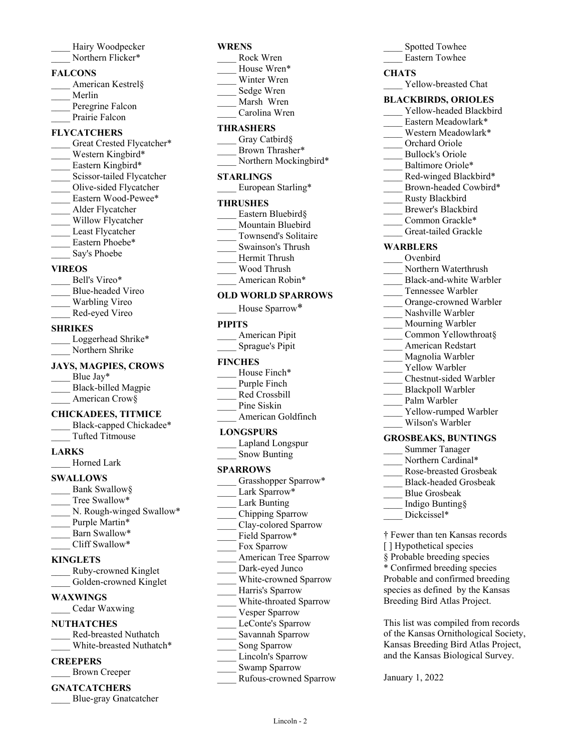____ Hairy Woodpecker
____ Northern Flicker*

**FALCONS**

____ American Kestrel§
____ Merlin
____ Peregrine Falcon
____ Prairie Falcon

**FLYCATCHERS**

____ Great Crested Flycatcher*
____ Western Kingbird*
____ Eastern Kingbird*
____ Scissor-tailed Flycatcher
____ Olive-sided Flycatcher
____ Eastern Wood-Pewee*
____ Alder Flycatcher
____ Willow Flycatcher
____ Least Flycatcher
____ Eastern Phoebe*
____ Say's Phoebe

**VIREOS**

____ Bell's Vireo*
____ Blue-headed Vireo
____ Warbling Vireo
____ Red-eyed Vireo

**SHRIKES**

____ Loggerhead Shrike*
____ Northern Shrike

**JAYS, MAGPIES, CROWS**

____ Blue Jay*
____ Black-billed Magpie
____ American Crow§

**CHICKADEES, TITMICE**

____ Black-capped Chickadee*
____ Tufted Titmouse

**LARKS**

____ Horned Lark

**SWALLOWS**

____ Bank Swallow§
____ Tree Swallow*
____ N. Rough-winged Swallow*
____ Purple Martin*
____ Barn Swallow*
____ Cliff Swallow*

**KINGLETS**

____ Ruby-crowned Kinglet
____ Golden-crowned Kinglet

**WAXWINGS**

____ Cedar Waxwing

**NUTHATCHES**

____ Red-breasted Nuthatch
____ White-breasted Nuthatch*

**CREEPERS**

____ Brown Creeper

**GNATCATCHERS**

____ Blue-gray Gnatcatcher

**WRENS**

____ Rock Wren
____ House Wren*
____ Winter Wren
____ Sedge Wren
____ Marsh Wren
____ Carolina Wren

**THRASHERS**

____ Gray Catbird§
____ Brown Thrasher*
____ Northern Mockingbird*

**STARLINGS**

____ European Starling*

**THRUSHES**

____ Eastern Bluebird§
____ Mountain Bluebird
____ Townsend's Solitaire
____ Swainson's Thrush
____ Hermit Thrush
____ Wood Thrush
____ American Robin*

**OLD WORLD SPARROWS**

____ House Sparrow*

**PIPITS**

____ American Pipit
____ Sprague's Pipit

**FINCHES**

____ House Finch*
____ Purple Finch
____ Red Crossbill
____ Pine Siskin
____ American Goldfinch

**LONGSPURS**

____ Lapland Longspur
____ Snow Bunting

**SPARROWS**

____ Grasshopper Sparrow*
____ Lark Sparrow*
____ Lark Bunting
____ Chipping Sparrow
____ Clay-colored Sparrow
____ Field Sparrow*
____ Fox Sparrow
____ American Tree Sparrow
____ Dark-eyed Junco
____ White-crowned Sparrow
____ Harris's Sparrow
____ White-throated Sparrow
____ Vesper Sparrow
____ LeConte's Sparrow
____ Savannah Sparrow
____ Song Sparrow
____ Lincoln's Sparrow
____ Swamp Sparrow
____ Rufous-crowned Sparrow

____ Spotted Towhee
____ Eastern Towhee

**CHATS**

____ Yellow-breasted Chat

**BLACKBIRDS, ORIOLES**

____ Yellow-headed Blackbird
____ Eastern Meadowlark*
____ Western Meadowlark*
____ Orchard Oriole
____ Bullock's Oriole
____ Baltimore Oriole*
____ Red-winged Blackbird*
____ Brown-headed Cowbird*
____ Rusty Blackbird
____ Brewer's Blackbird
____ Common Grackle*
____ Great-tailed Grackle

**WARBLERS**

____ Ovenbird
____ Northern Waterthrush
____ Black-and-white Warbler
____ Tennessee Warbler
____ Orange-crowned Warbler
____ Nashville Warbler
____ Mourning Warbler
____ Common Yellowthroat§
____ American Redstart
____ Magnolia Warbler
____ Yellow Warbler
____ Chestnut-sided Warbler
____ Blackpoll Warbler
____ Palm Warbler
____ Yellow-rumped Warbler
____ Wilson's Warbler

**GROSBEAKS, BUNTINGS**

____ Summer Tanager
____ Northern Cardinal*
____ Rose-breasted Grosbeak
____ Black-headed Grosbeak
____ Blue Grosbeak
____ Indigo Bunting§
____ Dickcissel*

† Fewer than ten Kansas records
[ ] Hypothetical species
§ Probable breeding species
* Confirmed breeding species
Probable and confirmed breeding species as defined by the Kansas Breeding Bird Atlas Project.

This list was compiled from records of the Kansas Ornithological Society, Kansas Breeding Bird Atlas Project, and the Kansas Biological Survey.

January 1, 2022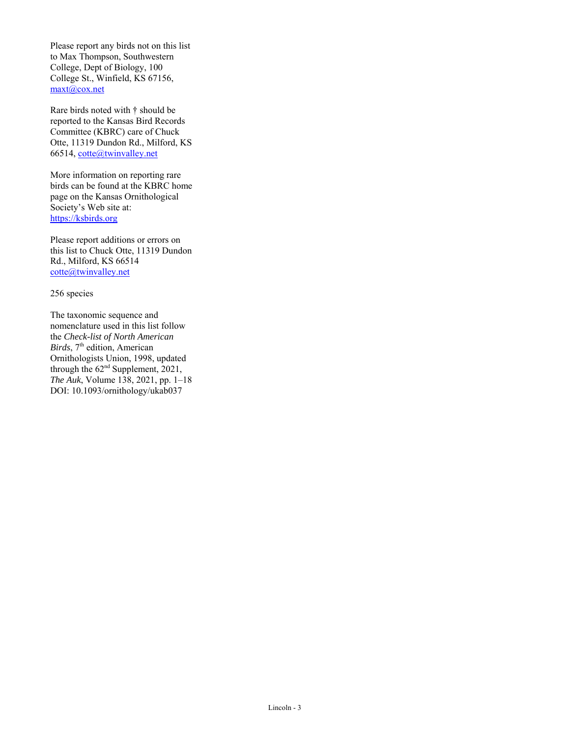Please report any birds not on this list to Max Thompson, Southwestern College, Dept of Biology, 100 College St., Winfield, KS 67156, maxt@cox.net

Rare birds noted with † should be reported to the Kansas Bird Records Committee (KBRC) care of Chuck Otte, 11319 Dundon Rd., Milford, KS 66514, cotte@twinvalley.net

More information on reporting rare birds can be found at the KBRC home page on the Kansas Ornithological Society's Web site at: https://ksbirds.org

Please report additions or errors on this list to Chuck Otte, 11319 Dundon Rd., Milford, KS 66514 cotte@twinvalley.net

256 species

The taxonomic sequence and nomenclature used in this list follow the *Check-list of North American Birds*, 7th edition, American Ornithologists Union, 1998, updated through the 62nd Supplement, 2021, *The Auk*, Volume 138, 2021, pp. 1–18 DOI: 10.1093/ornithology/ukab037